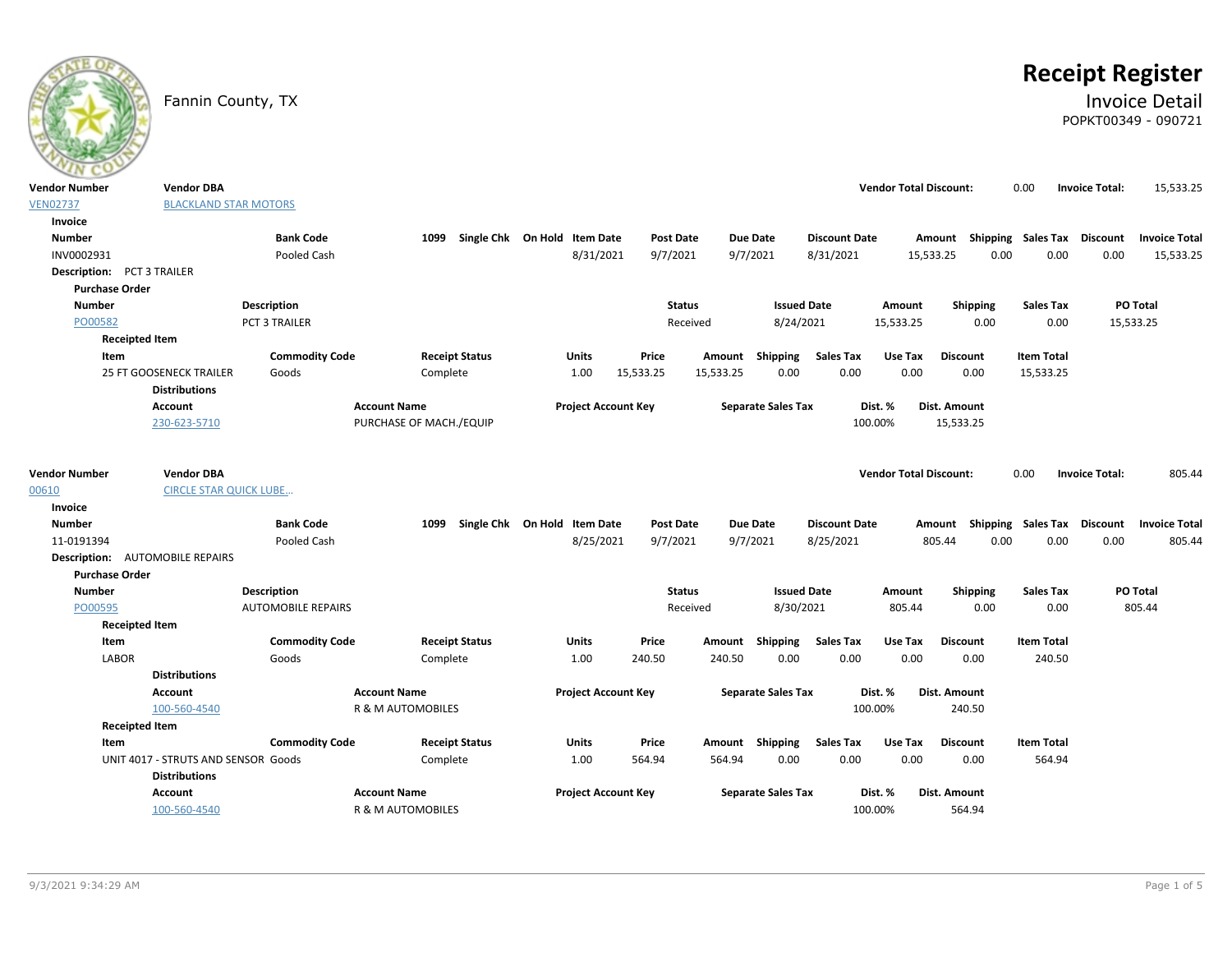Fannin County, TX

# Receipt Register

## Invoice Detail

POPKT00349 - 090721

| Vendor Number | Vendor DBA | Vendor Total Discount: | Invoice Total: |
|---|---|---|---|
| VEN02737 | BLACKLAND STAR MOTORS | 0.00 | 15,533.25 |

**Invoice**

| Number | Bank Code | 1099 | Single Chk | On Hold | Item Date | Post Date | Due Date | Discount Date | Amount | Shipping | Sales Tax | Discount | Invoice Total |
|---|---|---|---|---|---|---|---|---|---|---|---|---|---|
| INV0002931 | Pooled Cash | | | | 8/31/2021 | 9/7/2021 | 9/7/2021 | 8/31/2021 | 15,533.25 | 0.00 | 0.00 | 0.00 | 15,533.25 |

**Description:** PCT 3 TRAILER

**Purchase Order**

| Number | Description | Status | Issued Date | Amount | Shipping | Sales Tax | PO Total |
|---|---|---|---|---|---|---|---|
| PO00582 | PCT 3 TRAILER | Received | 8/24/2021 | 15,533.25 | 0.00 | 0.00 | 15,533.25 |

**Receipted Item**

| Item | Commodity Code | Receipt Status | Units | Price | Amount | Shipping | Sales Tax | Use Tax | Discount | Item Total |
|---|---|---|---|---|---|---|---|---|---|---|
| 25 FT GOOSENECK TRAILER | Goods | Complete | 1.00 | 15,533.25 | 15,533.25 | 0.00 | 0.00 | 0.00 | 0.00 | 15,533.25 |

**Distributions**

| Account | Account Name | Project Account Key | Separate Sales Tax | Dist. % | Dist. Amount |
|---|---|---|---|---|---|
| 230-623-5710 | PURCHASE OF MACH./EQUIP | | | 100.00% | 15,533.25 |

| Vendor Number | Vendor DBA | Vendor Total Discount: | Invoice Total: |
|---|---|---|---|
| 00610 | CIRCLE STAR QUICK LUBE... | 0.00 | 805.44 |

**Invoice**

| Number | Bank Code | 1099 | Single Chk | On Hold | Item Date | Post Date | Due Date | Discount Date | Amount | Shipping | Sales Tax | Discount | Invoice Total |
|---|---|---|---|---|---|---|---|---|---|---|---|---|---|
| 11-0191394 | Pooled Cash | | | | 8/25/2021 | 9/7/2021 | 9/7/2021 | 8/25/2021 | 805.44 | 0.00 | 0.00 | 0.00 | 805.44 |

**Description:** AUTOMOBILE REPAIRS

**Purchase Order**

| Number | Description | Status | Issued Date | Amount | Shipping | Sales Tax | PO Total |
|---|---|---|---|---|---|---|---|
| PO00595 | AUTOMOBILE REPAIRS | Received | 8/30/2021 | 805.44 | 0.00 | 0.00 | 805.44 |

**Receipted Item**

| Item | Commodity Code | Receipt Status | Units | Price | Amount | Shipping | Sales Tax | Use Tax | Discount | Item Total |
|---|---|---|---|---|---|---|---|---|---|---|
| LABOR | Goods | Complete | 1.00 | 240.50 | 240.50 | 0.00 | 0.00 | 0.00 | 0.00 | 240.50 |

**Distributions**

| Account | Account Name | Project Account Key | Separate Sales Tax | Dist. % | Dist. Amount |
|---|---|---|---|---|---|
| 100-560-4540 | R & M AUTOMOBILES | | | 100.00% | 240.50 |

**Receipted Item**

| Item | Commodity Code | Receipt Status | Units | Price | Amount | Shipping | Sales Tax | Use Tax | Discount | Item Total |
|---|---|---|---|---|---|---|---|---|---|---|
| UNIT 4017 - STRUTS AND SENSOR | Goods | Complete | 1.00 | 564.94 | 564.94 | 0.00 | 0.00 | 0.00 | 0.00 | 564.94 |

**Distributions**

| Account | Account Name | Project Account Key | Separate Sales Tax | Dist. % | Dist. Amount |
|---|---|---|---|---|---|
| 100-560-4540 | R & M AUTOMOBILES | | | 100.00% | 564.94 |

9/3/2021 9:34:29 AM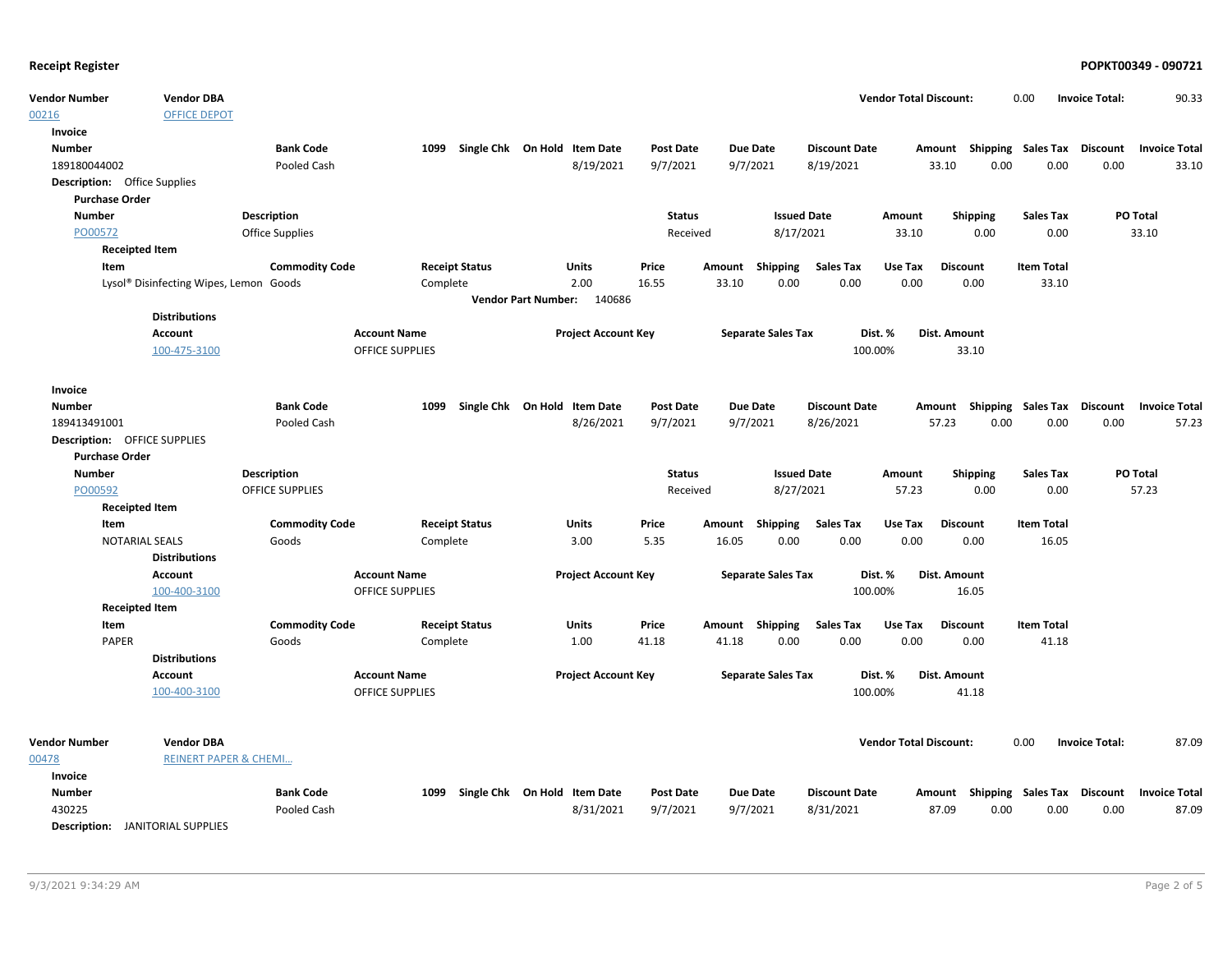**Receipt Register** — **POPKT00349 - 090721**

| Vendor Number | Vendor DBA | Vendor Total Discount: | Invoice Total: |
|---|---|---|---|
| 00216 | OFFICE DEPOT | 0.00 | 90.33 |

**Invoice**

| Number | Bank Code | 1099 | Single Chk | On Hold | Item Date | Post Date | Due Date | Discount Date | Amount | Shipping | Sales Tax | Discount | Invoice Total |
|---|---|---|---|---|---|---|---|---|---|---|---|---|---|
| 189180044002 | Pooled Cash | | | | 8/19/2021 | 9/7/2021 | 9/7/2021 | 8/19/2021 | 33.10 | 0.00 | 0.00 | 0.00 | 33.10 |

**Description:** Office Supplies

**Purchase Order**

| Number | Description | Status | Issued Date | Amount | Shipping | Sales Tax | PO Total |
|---|---|---|---|---|---|---|---|
| PO00572 | Office Supplies | Received | 8/17/2021 | 33.10 | 0.00 | 0.00 | 33.10 |

**Receipted Item**

| Item | Commodity Code | Receipt Status | Units | Price | Amount | Shipping | Sales Tax | Use Tax | Discount | Item Total |
|---|---|---|---|---|---|---|---|---|---|---|
| Lysol® Disinfecting Wipes, Lemon | Goods | Complete | 2.00 | 16.55 | 33.10 | 0.00 | 0.00 | 0.00 | 0.00 | 33.10 |

**Vendor Part Number:** 140686

**Distributions**

| Account | Account Name | Project Account Key | Separate Sales Tax | Dist. % | Dist. Amount |
|---|---|---|---|---|---|
| 100-475-3100 | OFFICE SUPPLIES | | | 100.00% | 33.10 |

**Invoice**

| Number | Bank Code | 1099 | Single Chk | On Hold | Item Date | Post Date | Due Date | Discount Date | Amount | Shipping | Sales Tax | Discount | Invoice Total |
|---|---|---|---|---|---|---|---|---|---|---|---|---|---|
| 189413491001 | Pooled Cash | | | | 8/26/2021 | 9/7/2021 | 9/7/2021 | 8/26/2021 | 57.23 | 0.00 | 0.00 | 0.00 | 57.23 |

**Description:** OFFICE SUPPLIES

**Purchase Order**

| Number | Description | Status | Issued Date | Amount | Shipping | Sales Tax | PO Total |
|---|---|---|---|---|---|---|---|
| PO00592 | OFFICE SUPPLIES | Received | 8/27/2021 | 57.23 | 0.00 | 0.00 | 57.23 |

**Receipted Item**

| Item | Commodity Code | Receipt Status | Units | Price | Amount | Shipping | Sales Tax | Use Tax | Discount | Item Total |
|---|---|---|---|---|---|---|---|---|---|---|
| NOTARIAL SEALS | Goods | Complete | 3.00 | 5.35 | 16.05 | 0.00 | 0.00 | 0.00 | 0.00 | 16.05 |

**Distributions**

| Account | Account Name | Project Account Key | Separate Sales Tax | Dist. % | Dist. Amount |
|---|---|---|---|---|---|
| 100-400-3100 | OFFICE SUPPLIES | | | 100.00% | 16.05 |

**Receipted Item**

| Item | Commodity Code | Receipt Status | Units | Price | Amount | Shipping | Sales Tax | Use Tax | Discount | Item Total |
|---|---|---|---|---|---|---|---|---|---|---|
| PAPER | Goods | Complete | 1.00 | 41.18 | 41.18 | 0.00 | 0.00 | 0.00 | 0.00 | 41.18 |

**Distributions**

| Account | Account Name | Project Account Key | Separate Sales Tax | Dist. % | Dist. Amount |
|---|---|---|---|---|---|
| 100-400-3100 | OFFICE SUPPLIES | | | 100.00% | 41.18 |

| Vendor Number | Vendor DBA | Vendor Total Discount: | Invoice Total: |
|---|---|---|---|
| 00478 | REINERT PAPER & CHEMI... | 0.00 | 87.09 |

**Invoice**

| Number | Bank Code | 1099 | Single Chk | On Hold | Item Date | Post Date | Due Date | Discount Date | Amount | Shipping | Sales Tax | Discount | Invoice Total |
|---|---|---|---|---|---|---|---|---|---|---|---|---|---|
| 430225 | Pooled Cash | | | | 8/31/2021 | 9/7/2021 | 9/7/2021 | 8/31/2021 | 87.09 | 0.00 | 0.00 | 0.00 | 87.09 |

**Description:** JANITORIAL SUPPLIES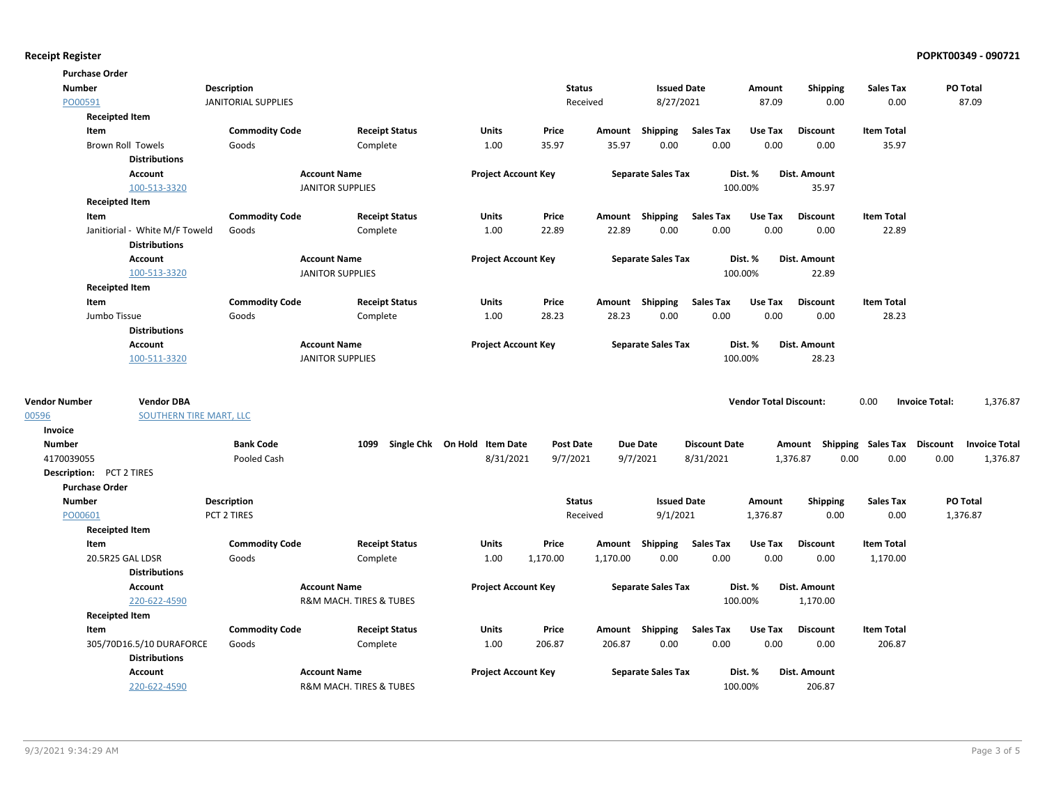**Receipt Register** — **POPKT00349 - 090721**

**Purchase Order**

| Number | Description | Status | Issued Date | Amount | Shipping | Sales Tax | PO Total |
|---|---|---|---|---|---|---|---|
| PO00591 | JANITORIAL SUPPLIES | Received | 8/27/2021 | 87.09 | 0.00 | 0.00 | 87.09 |

**Receipted Item**

| Item | Commodity Code | Receipt Status | Units | Price | Amount | Shipping | Sales Tax | Use Tax | Discount | Item Total |
|---|---|---|---|---|---|---|---|---|---|---|
| Brown Roll Towels | Goods | Complete | 1.00 | 35.97 | 35.97 | 0.00 | 0.00 | 0.00 | 0.00 | 35.97 |

**Distributions**

| Account | Account Name | Project Account Key | Separate Sales Tax | Dist. % | Dist. Amount |
|---|---|---|---|---|---|
| 100-513-3320 | JANITOR SUPPLIES | | | 100.00% | 35.97 |

**Receipted Item**

| Item | Commodity Code | Receipt Status | Units | Price | Amount | Shipping | Sales Tax | Use Tax | Discount | Item Total |
|---|---|---|---|---|---|---|---|---|---|---|
| Janitiorial - White M/F Toweld | Goods | Complete | 1.00 | 22.89 | 22.89 | 0.00 | 0.00 | 0.00 | 0.00 | 22.89 |

**Distributions**

| Account | Account Name | Project Account Key | Separate Sales Tax | Dist. % | Dist. Amount |
|---|---|---|---|---|---|
| 100-513-3320 | JANITOR SUPPLIES | | | 100.00% | 22.89 |

**Receipted Item**

| Item | Commodity Code | Receipt Status | Units | Price | Amount | Shipping | Sales Tax | Use Tax | Discount | Item Total |
|---|---|---|---|---|---|---|---|---|---|---|
| Jumbo Tissue | Goods | Complete | 1.00 | 28.23 | 28.23 | 0.00 | 0.00 | 0.00 | 0.00 | 28.23 |

**Distributions**

| Account | Account Name | Project Account Key | Separate Sales Tax | Dist. % | Dist. Amount |
|---|---|---|---|---|---|
| 100-511-3320 | JANITOR SUPPLIES | | | 100.00% | 28.23 |

| Vendor Number | Vendor DBA | Vendor Total Discount: | Invoice Total: |
|---|---|---|---|
| 00596 | SOUTHERN TIRE MART, LLC | 0.00 | 1,376.87 |

**Invoice**

| Number | Bank Code | 1099 | Single Chk | On Hold | Item Date | Post Date | Due Date | Discount Date | Amount | Shipping | Sales Tax | Discount | Invoice Total |
|---|---|---|---|---|---|---|---|---|---|---|---|---|---|
| 4170039055 | Pooled Cash | | | | 8/31/2021 | 9/7/2021 | 9/7/2021 | 8/31/2021 | 1,376.87 | 0.00 | 0.00 | 0.00 | 1,376.87 |

**Description:** PCT 2 TIRES

**Purchase Order**

| Number | Description | Status | Issued Date | Amount | Shipping | Sales Tax | PO Total |
|---|---|---|---|---|---|---|---|
| PO00601 | PCT 2 TIRES | Received | 9/1/2021 | 1,376.87 | 0.00 | 0.00 | 1,376.87 |

**Receipted Item**

| Item | Commodity Code | Receipt Status | Units | Price | Amount | Shipping | Sales Tax | Use Tax | Discount | Item Total |
|---|---|---|---|---|---|---|---|---|---|---|
| 20.5R25 GAL LDSR | Goods | Complete | 1.00 | 1,170.00 | 1,170.00 | 0.00 | 0.00 | 0.00 | 0.00 | 1,170.00 |

**Distributions**

| Account | Account Name | Project Account Key | Separate Sales Tax | Dist. % | Dist. Amount |
|---|---|---|---|---|---|
| 220-622-4590 | R&M MACH. TIRES & TUBES | | | 100.00% | 1,170.00 |

**Receipted Item**

| Item | Commodity Code | Receipt Status | Units | Price | Amount | Shipping | Sales Tax | Use Tax | Discount | Item Total |
|---|---|---|---|---|---|---|---|---|---|---|
| 305/70D16.5/10 DURAFORCE | Goods | Complete | 1.00 | 206.87 | 206.87 | 0.00 | 0.00 | 0.00 | 0.00 | 206.87 |

**Distributions**

| Account | Account Name | Project Account Key | Separate Sales Tax | Dist. % | Dist. Amount |
|---|---|---|---|---|---|
| 220-622-4590 | R&M MACH. TIRES & TUBES | | | 100.00% | 206.87 |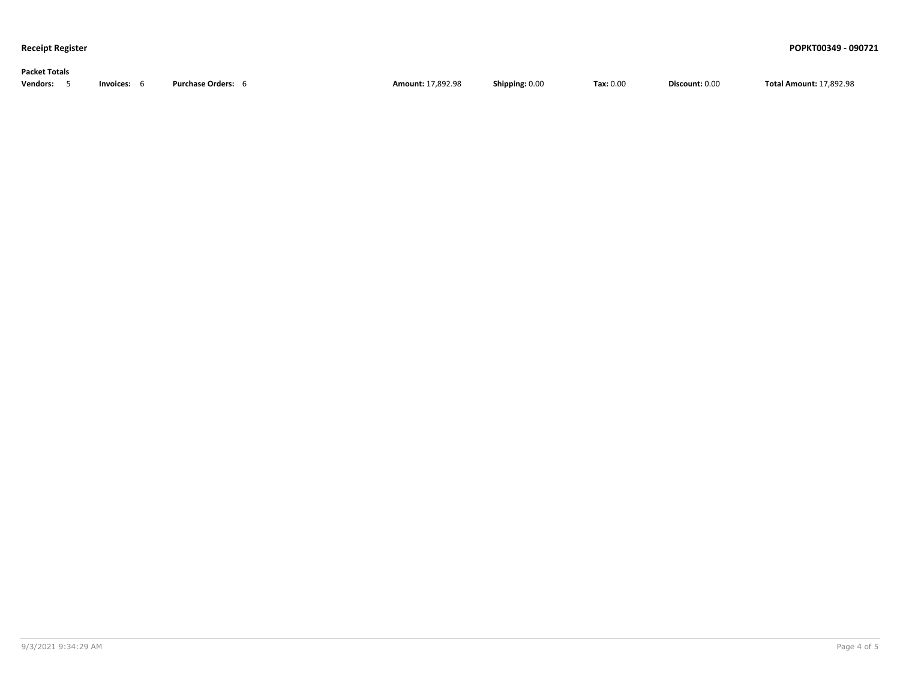**Packet Totals**

**Vendors:** 5 **Invoices:** 6 **Purchase Orders:** 6 **Amount:** 17,892.98 **Shipping:** 0.00 **Tax:** 0.00 **Discount:** 0.00 **Total Amount:** 17,892.98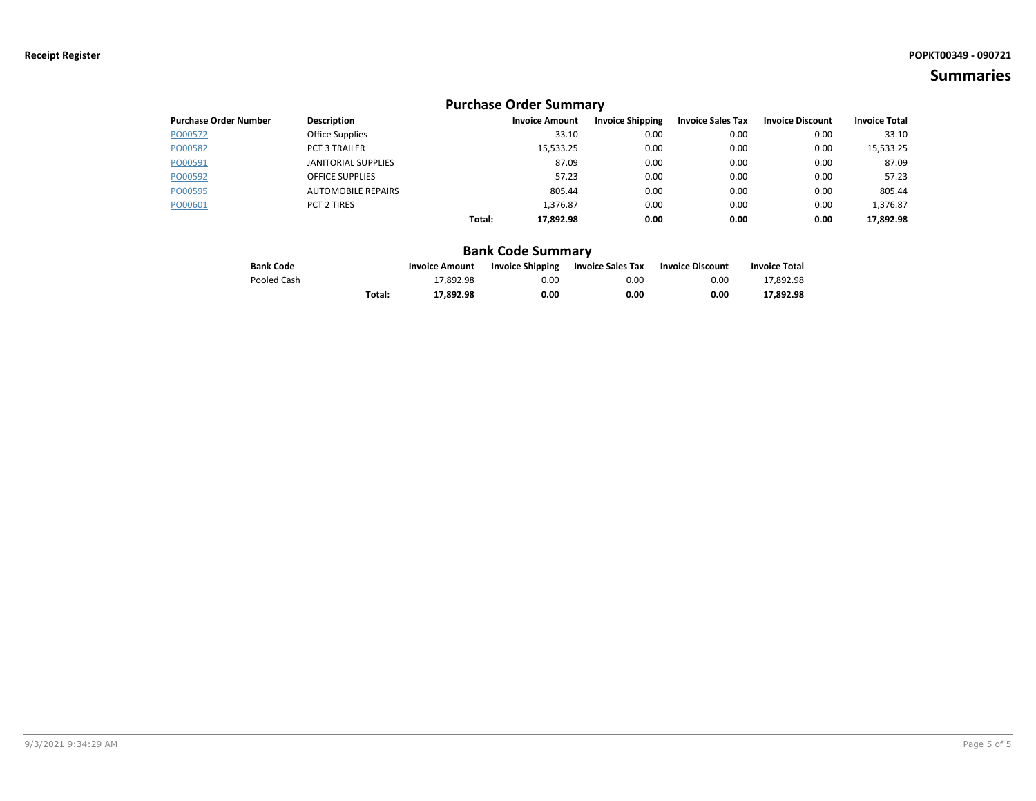## Summaries

### Purchase Order Summary

| Purchase Order Number | Description | | Invoice Amount | Invoice Shipping | Invoice Sales Tax | Invoice Discount | Invoice Total |
|---|---|---|---|---|---|---|---|
| PO00572 | Office Supplies | | 33.10 | 0.00 | 0.00 | 0.00 | 33.10 |
| PO00582 | PCT 3 TRAILER | | 15,533.25 | 0.00 | 0.00 | 0.00 | 15,533.25 |
| PO00591 | JANITORIAL SUPPLIES | | 87.09 | 0.00 | 0.00 | 0.00 | 87.09 |
| PO00592 | OFFICE SUPPLIES | | 57.23 | 0.00 | 0.00 | 0.00 | 57.23 |
| PO00595 | AUTOMOBILE REPAIRS | | 805.44 | 0.00 | 0.00 | 0.00 | 805.44 |
| PO00601 | PCT 2 TIRES | | 1,376.87 | 0.00 | 0.00 | 0.00 | 1,376.87 |
| | | **Total:** | **17,892.98** | **0.00** | **0.00** | **0.00** | **17,892.98** |

### Bank Code Summary

| Bank Code | | Invoice Amount | Invoice Shipping | Invoice Sales Tax | Invoice Discount | Invoice Total |
|---|---|---|---|---|---|---|
| Pooled Cash | | 17,892.98 | 0.00 | 0.00 | 0.00 | 17,892.98 |
| | **Total:** | **17,892.98** | **0.00** | **0.00** | **0.00** | **17,892.98** |